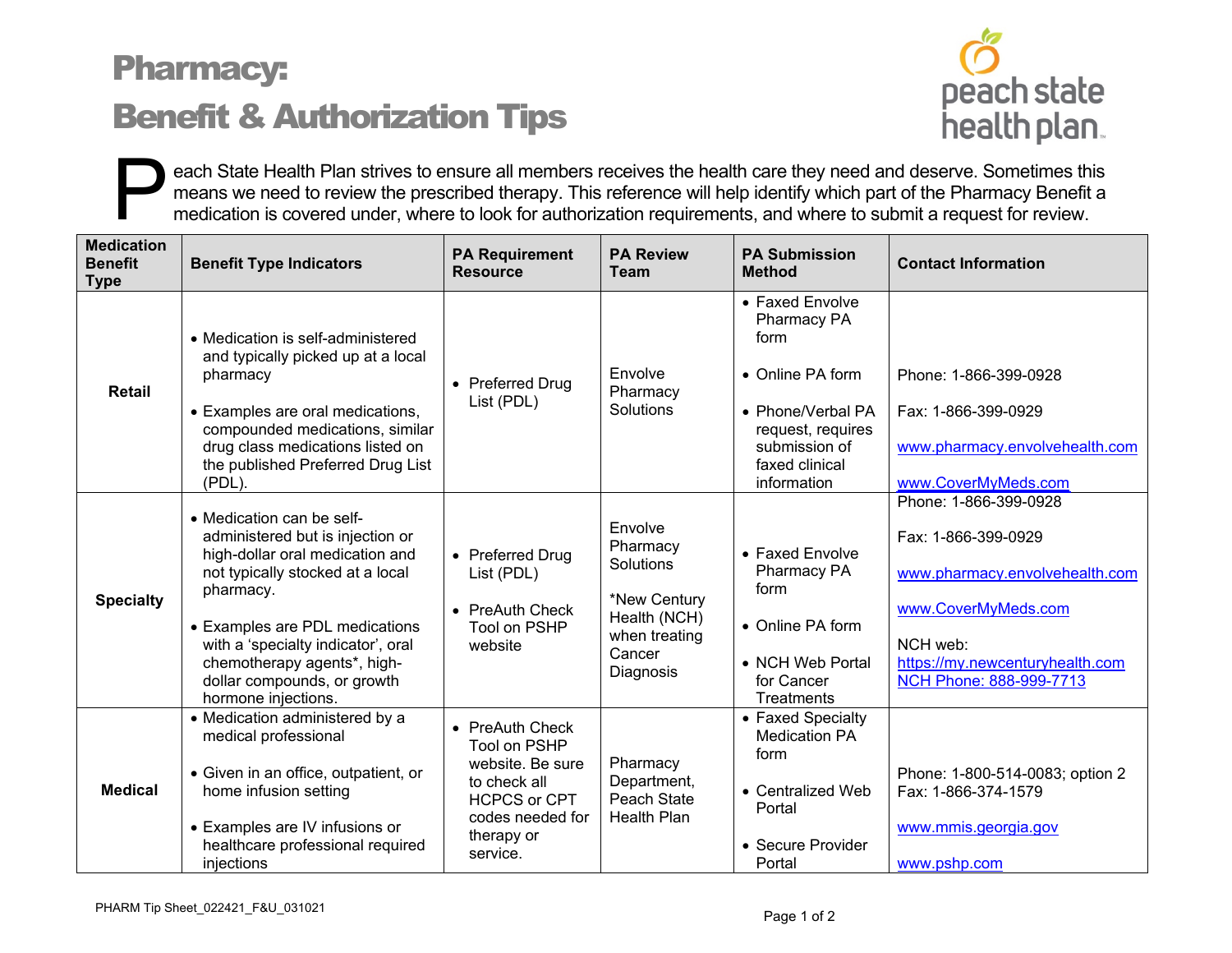# Pharmacy:
# Benefit & Authorization Tips

Peach State Health Plan strives to ensure all members receives the health care they need and deserve. Sometimes this means we need to review the prescribed therapy. This reference will help identify which part of the Pharmacy Benefit a medication is covered under, where to look for authorization requirements, and where to submit a request for review.

| Medication Benefit Type | Benefit Type Indicators | PA Requirement Resource | PA Review Team | PA Submission Method | Contact Information |
|---|---|---|---|---|---|
| **Retail** | • Medication is self-administered and typically picked up at a local pharmacy<br><br>• Examples are oral medications, compounded medications, similar drug class medications listed on the published Preferred Drug List (PDL). | • Preferred Drug List (PDL) | Envolve Pharmacy Solutions | • Faxed Envolve Pharmacy PA form<br><br>• Online PA form<br><br>• Phone/Verbal PA request, requires submission of faxed clinical information | Phone: 1-866-399-0928<br><br>Fax: 1-866-399-0929<br><br>www.pharmacy.envolvehealth.com<br><br>www.CoverMyMeds.com |
| **Specialty** | • Medication can be self-administered but is injection or high-dollar oral medication and not typically stocked at a local pharmacy.<br><br>• Examples are PDL medications with a 'specialty indicator', oral chemotherapy agents*, high-dollar compounds, or growth hormone injections. | • Preferred Drug List (PDL)<br><br>• PreAuth Check Tool on PSHP website | Envolve Pharmacy Solutions<br><br>*New Century Health (NCH) when treating Cancer Diagnosis | • Faxed Envolve Pharmacy PA form<br><br>• Online PA form<br><br>• NCH Web Portal for Cancer Treatments | Phone: 1-866-399-0928<br><br>Fax: 1-866-399-0929<br><br>www.pharmacy.envolvehealth.com<br><br>www.CoverMyMeds.com<br><br>NCH web: https://my.newcenturyhealth.com<br>NCH Phone: 888-999-7713 |
| **Medical** | • Medication administered by a medical professional<br><br>• Given in an office, outpatient, or home infusion setting<br><br>• Examples are IV infusions or healthcare professional required injections | • PreAuth Check Tool on PSHP website. Be sure to check all HCPCS or CPT codes needed for therapy or service. | Pharmacy Department, Peach State Health Plan | • Faxed Specialty Medication PA form<br><br>• Centralized Web Portal<br><br>• Secure Provider Portal | Phone: 1-800-514-0083; option 2<br>Fax: 1-866-374-1579<br><br>www.mmis.georgia.gov<br><br>www.pshp.com |

PHARM Tip Sheet_022421_F&U_031021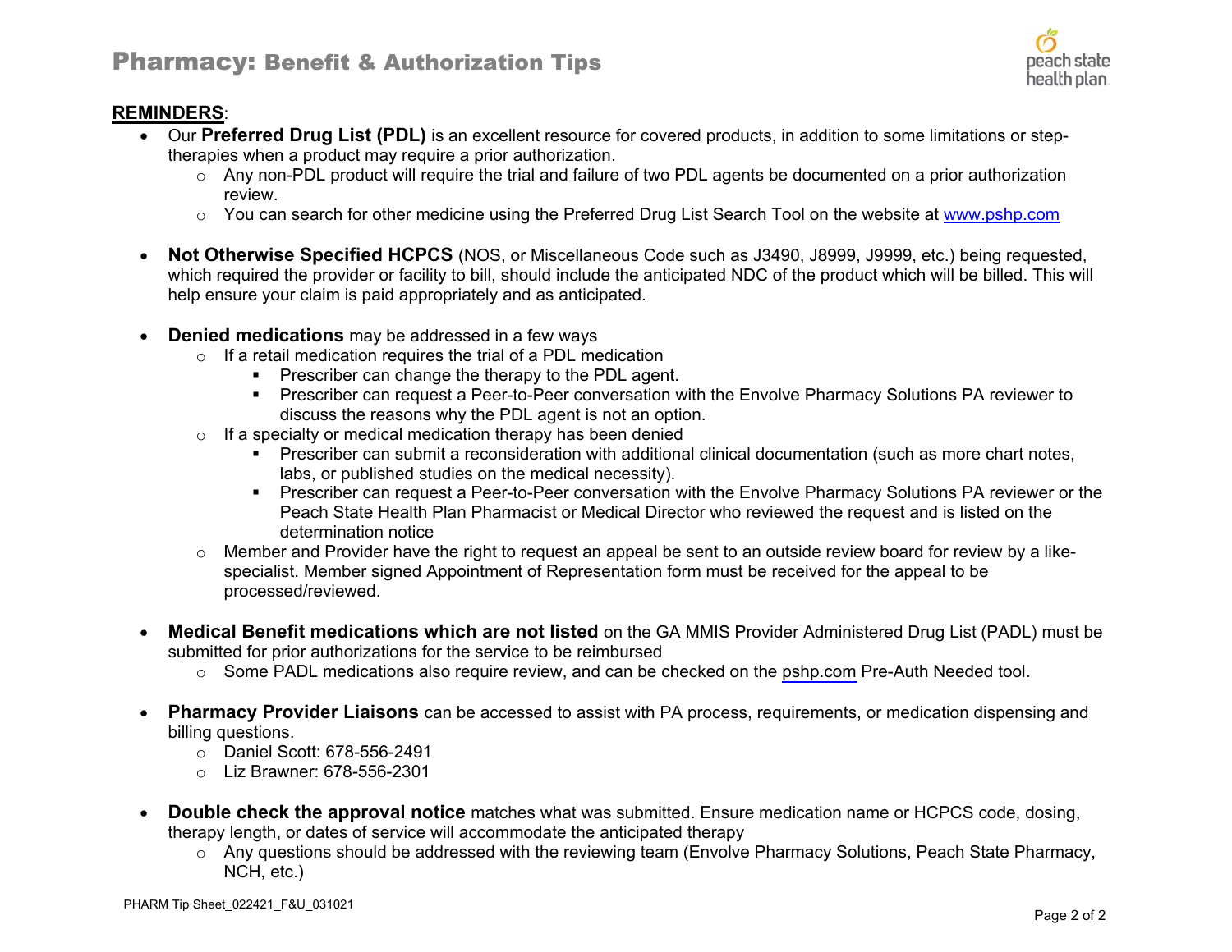# Pharmacy: Benefit & Authorization Tips

**REMINDERS**:

- Our **Preferred Drug List (PDL)** is an excellent resource for covered products, in addition to some limitations or step-therapies when a product may require a prior authorization.
  - Any non-PDL product will require the trial and failure of two PDL agents be documented on a prior authorization review.
  - You can search for other medicine using the Preferred Drug List Search Tool on the website at www.pshp.com

- **Not Otherwise Specified HCPCS** (NOS, or Miscellaneous Code such as J3490, J8999, J9999, etc.) being requested, which required the provider or facility to bill, should include the anticipated NDC of the product which will be billed. This will help ensure your claim is paid appropriately and as anticipated.

- **Denied medications** may be addressed in a few ways
  - If a retail medication requires the trial of a PDL medication
    - Prescriber can change the therapy to the PDL agent.
    - Prescriber can request a Peer-to-Peer conversation with the Envolve Pharmacy Solutions PA reviewer to discuss the reasons why the PDL agent is not an option.
  - If a specialty or medical medication therapy has been denied
    - Prescriber can submit a reconsideration with additional clinical documentation (such as more chart notes, labs, or published studies on the medical necessity).
    - Prescriber can request a Peer-to-Peer conversation with the Envolve Pharmacy Solutions PA reviewer or the Peach State Health Plan Pharmacist or Medical Director who reviewed the request and is listed on the determination notice
  - Member and Provider have the right to request an appeal be sent to an outside review board for review by a like-specialist. Member signed Appointment of Representation form must be received for the appeal to be processed/reviewed.

- **Medical Benefit medications which are not listed** on the GA MMIS Provider Administered Drug List (PADL) must be submitted for prior authorizations for the service to be reimbursed
  - Some PADL medications also require review, and can be checked on the pshp.com Pre-Auth Needed tool.

- **Pharmacy Provider Liaisons** can be accessed to assist with PA process, requirements, or medication dispensing and billing questions.
  - Daniel Scott: 678-556-2491
  - Liz Brawner: 678-556-2301

- **Double check the approval notice** matches what was submitted. Ensure medication name or HCPCS code, dosing, therapy length, or dates of service will accommodate the anticipated therapy
  - Any questions should be addressed with the reviewing team (Envolve Pharmacy Solutions, Peach State Pharmacy, NCH, etc.)

PHARM Tip Sheet_022421_F&U_031021